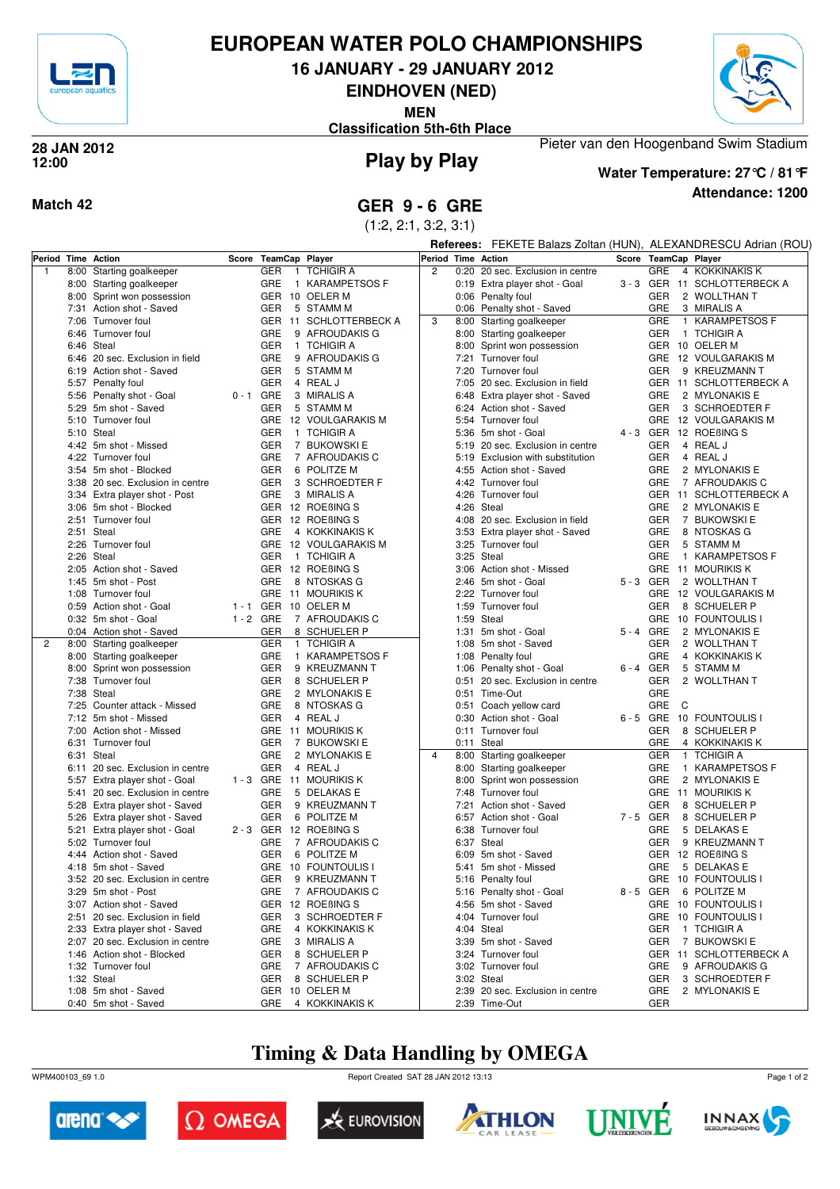# EUROPEAN WATER POLO CHAMPIONSHIPS

## 16 JANUARY - 29 JANUARY 2012

## EINDHOVEN (NED)

**MEN**

**Classification 5th-6th Place**

**28 JAN 2012**
**12:00**

## Play by Play

Pieter van den Hoogenband Swim Stadium

**Water Temperature: 27°C / 81°F**

**Attendance: 1200**

**Match 42**

## GER 9 - 6 GRE

(1:2, 2:1, 3:2, 3:1)

**Referees:** FEKETE Balazs Zoltan (HUN), ALEXANDRESCU Adrian (ROU)

| Period | Time | Action | Score | TeamCap | | Player |
|---|---|---|---|---|---|---|
| 1 | 8:00 | Starting goalkeeper | | GER | 1 | TCHIGIR A |
| | 8:00 | Starting goalkeeper | | GRE | 1 | KARAMPETSOS F |
| | 8:00 | Sprint won possession | | GER | 10 | OELER M |
| | 7:31 | Action shot - Saved | | GER | 5 | STAMM M |
| | 7:06 | Turnover foul | | GER | 11 | SCHLOTTERBECK A |
| | 6:46 | Turnover foul | | GRE | 9 | AFROUDAKIS G |
| | 6:46 | Steal | | GER | 1 | TCHIGIR A |
| | 6:46 | 20 sec. Exclusion in field | | GRE | 9 | AFROUDAKIS G |
| | 6:19 | Action shot - Saved | | GER | 5 | STAMM M |
| | 5:57 | Penalty foul | | GER | 4 | REAL J |
| | 5:56 | Penalty shot - Goal | 0 - 1 | GRE | 3 | MIRALIS A |
| | 5:29 | 5m shot - Saved | | GER | 5 | STAMM M |
| | 5:10 | Turnover foul | | GRE | 12 | VOULGARAKIS M |
| | 5:10 | Steal | | GER | 1 | TCHIGIR A |
| | 4:42 | 5m shot - Missed | | GER | 7 | BUKOWSKI E |
| | 4:22 | Turnover foul | | GRE | 7 | AFROUDAKIS C |
| | 3:54 | 5m shot - Blocked | | GER | 6 | POLITZE M |
| | 3:38 | 20 sec. Exclusion in centre | | GER | 3 | SCHROEDTER F |
| | 3:34 | Extra player shot - Post | | GRE | 3 | MIRALIS A |
| | 3:06 | 5m shot - Blocked | | GER | 12 | ROEßING S |
| | 2:51 | Turnover foul | | GER | 12 | ROEßING S |
| | 2:51 | Steal | | GRE | 4 | KOKKINAKIS K |
| | 2:26 | Turnover foul | | GRE | 12 | VOULGARAKIS M |
| | 2:26 | Steal | | GER | 1 | TCHIGIR A |
| | 2:05 | Action shot - Saved | | GER | 12 | ROEßING S |
| | 1:45 | 5m shot - Post | | GRE | 8 | NTOSKAS G |
| | 1:08 | Turnover foul | | GRE | 11 | MOURIKIS K |
| | 0:59 | Action shot - Goal | 1 - 1 | GER | 10 | OELER M |
| | 0:32 | 5m shot - Goal | 1 - 2 | GRE | 7 | AFROUDAKIS C |
| | 0:04 | Action shot - Saved | | GER | 8 | SCHUELER P |
| 2 | 8:00 | Starting goalkeeper | | GER | 1 | TCHIGIR A |
| | 8:00 | Starting goalkeeper | | GRE | 1 | KARAMPETSOS F |
| | 8:00 | Sprint won possession | | GER | 9 | KREUZMANN T |
| | 7:38 | Turnover foul | | GER | 8 | SCHUELER P |
| | 7:38 | Steal | | GRE | 2 | MYLONAKIS E |
| | 7:25 | Counter attack - Missed | | GRE | 8 | NTOSKAS G |
| | 7:12 | 5m shot - Missed | | GER | 4 | REAL J |
| | 7:00 | Action shot - Missed | | GRE | 11 | MOURIKIS K |
| | 6:31 | Turnover foul | | GER | 7 | BUKOWSKI E |
| | 6:31 | Steal | | GRE | 2 | MYLONAKIS E |
| | 6:11 | 20 sec. Exclusion in centre | | GER | 4 | REAL J |
| | 5:57 | Extra player shot - Goal | 1 - 3 | GRE | 11 | MOURIKIS K |
| | 5:41 | 20 sec. Exclusion in centre | | GRE | 5 | DELAKAS E |
| | 5:28 | Extra player shot - Saved | | GER | 9 | KREUZMANN T |
| | 5:26 | Extra player shot - Saved | | GER | 6 | POLITZE M |
| | 5:21 | Extra player shot - Goal | 2 - 3 | GER | 12 | ROEßING S |
| | 5:02 | Turnover foul | | GRE | 7 | AFROUDAKIS C |
| | 4:44 | Action shot - Saved | | GER | 6 | POLITZE M |
| | 4:18 | 5m shot - Saved | | GRE | 10 | FOUNTOULIS I |
| | 3:52 | 20 sec. Exclusion in centre | | GER | 9 | KREUZMANN T |
| | 3:29 | 5m shot - Post | | GRE | 7 | AFROUDAKIS C |
| | 3:07 | Action shot - Saved | | GER | 12 | ROEßING S |
| | 2:51 | 20 sec. Exclusion in field | | GER | 3 | SCHROEDTER F |
| | 2:33 | Extra player shot - Saved | | GRE | 4 | KOKKINAKIS K |
| | 2:07 | 20 sec. Exclusion in centre | | GRE | 3 | MIRALIS A |
| | 1:46 | Action shot - Blocked | | GER | 8 | SCHUELER P |
| | 1:32 | Turnover foul | | GRE | 7 | AFROUDAKIS C |
| | 1:32 | Steal | | GER | 8 | SCHUELER P |
| | 1:08 | 5m shot - Saved | | GER | 10 | OELER M |
| | 0:40 | 5m shot - Saved | | GRE | 4 | KOKKINAKIS K |
| 2 | 0:20 | 20 sec. Exclusion in centre | | GRE | 4 | KOKKINAKIS K |
| | 0:19 | Extra player shot - Goal | 3 - 3 | GER | 11 | SCHLOTTERBECK A |
| | 0:06 | Penalty foul | | GER | 2 | WOLLTHAN T |
| | 0:06 | Penalty shot - Saved | | GRE | 3 | MIRALIS A |
| 3 | 8:00 | Starting goalkeeper | | GRE | 1 | KARAMPETSOS F |
| | 8:00 | Starting goalkeeper | | GER | 1 | TCHIGIR A |
| | 8:00 | Sprint won possession | | GER | 10 | OELER M |
| | 7:21 | Turnover foul | | GRE | 12 | VOULGARAKIS M |
| | 7:20 | Turnover foul | | GER | 9 | KREUZMANN T |
| | 7:05 | 20 sec. Exclusion in field | | GER | 11 | SCHLOTTERBECK A |
| | 6:48 | Extra player shot - Saved | | GRE | 2 | MYLONAKIS E |
| | 6:24 | Action shot - Saved | | GER | 3 | SCHROEDTER F |
| | 5:54 | Turnover foul | | GRE | 12 | VOULGARAKIS M |
| | 5:36 | 5m shot - Goal | 4 - 3 | GER | 12 | ROEßING S |
| | 5:19 | 20 sec. Exclusion in centre | | GER | 4 | REAL J |
| | 5:19 | Exclusion with substitution | | GER | 4 | REAL J |
| | 4:55 | Action shot - Saved | | GRE | 2 | MYLONAKIS E |
| | 4:42 | Turnover foul | | GRE | 7 | AFROUDAKIS C |
| | 4:26 | Turnover foul | | GER | 11 | SCHLOTTERBECK A |
| | 4:26 | Steal | | GRE | 2 | MYLONAKIS E |
| | 4:08 | 20 sec. Exclusion in field | | GER | 7 | BUKOWSKI E |
| | 3:53 | Extra player shot - Saved | | GRE | 8 | NTOSKAS G |
| | 3:25 | Turnover foul | | GER | 5 | STAMM M |
| | 3:25 | Steal | | GRE | 1 | KARAMPETSOS F |
| | 3:06 | Action shot - Missed | | GRE | 11 | MOURIKIS K |
| | 2:46 | 5m shot - Goal | 5 - 3 | GER | 2 | WOLLTHAN T |
| | 2:22 | Turnover foul | | GRE | 12 | VOULGARAKIS M |
| | 1:59 | Turnover foul | | GER | 8 | SCHUELER P |
| | 1:59 | Steal | | GRE | 10 | FOUNTOULIS I |
| | 1:31 | 5m shot - Goal | 5 - 4 | GRE | 2 | MYLONAKIS E |
| | 1:08 | 5m shot - Saved | | GER | 2 | WOLLTHAN T |
| | 1:08 | Penalty foul | | GRE | 4 | KOKKINAKIS K |
| | 1:06 | Penalty shot - Goal | 6 - 4 | GER | 5 | STAMM M |
| | 0:51 | 20 sec. Exclusion in centre | | GER | 2 | WOLLTHAN T |
| | 0:51 | Time-Out | | GRE | | |
| | 0:51 | Coach yellow card | | GRE | C | |
| | 0:30 | Action shot - Goal | 6 - 5 | GRE | 10 | FOUNTOULIS I |
| | 0:11 | Turnover foul | | GER | 8 | SCHUELER P |
| | 0:11 | Steal | | GRE | 4 | KOKKINAKIS K |
| 4 | 8:00 | Starting goalkeeper | | GER | 1 | TCHIGIR A |
| | 8:00 | Starting goalkeeper | | GRE | 1 | KARAMPETSOS F |
| | 8:00 | Sprint won possession | | GRE | 2 | MYLONAKIS E |
| | 7:48 | Turnover foul | | GRE | 11 | MOURIKIS K |
| | 7:21 | Action shot - Saved | | GER | 8 | SCHUELER P |
| | 6:57 | Action shot - Goal | 7 - 5 | GER | 8 | SCHUELER P |
| | 6:38 | Turnover foul | | GRE | 5 | DELAKAS E |
| | 6:37 | Steal | | GER | 9 | KREUZMANN T |
| | 6:09 | 5m shot - Saved | | GER | 12 | ROEßING S |
| | 5:41 | 5m shot - Missed | | GRE | 5 | DELAKAS E |
| | 5:16 | Penalty foul | | GRE | 10 | FOUNTOULIS I |
| | 5:16 | Penalty shot - Goal | 8 - 5 | GER | 6 | POLITZE M |
| | 4:56 | 5m shot - Saved | | GRE | 10 | FOUNTOULIS I |
| | 4:04 | Turnover foul | | GRE | 10 | FOUNTOULIS I |
| | 4:04 | Steal | | GER | 1 | TCHIGIR A |
| | 3:39 | 5m shot - Saved | | GER | 7 | BUKOWSKI E |
| | 3:24 | Turnover foul | | GER | 11 | SCHLOTTERBECK A |
| | 3:02 | Turnover foul | | GRE | 9 | AFROUDAKIS G |
| | 3:02 | Steal | | GER | 3 | SCHROEDTER F |
| | 2:39 | 20 sec. Exclusion in centre | | GRE | 2 | MYLONAKIS E |
| | 2:39 | Time-Out | | GER | | |

## Timing & Data Handling by OMEGA

WPM400103_69 1.0 Report Created SAT 28 JAN 2012 13:13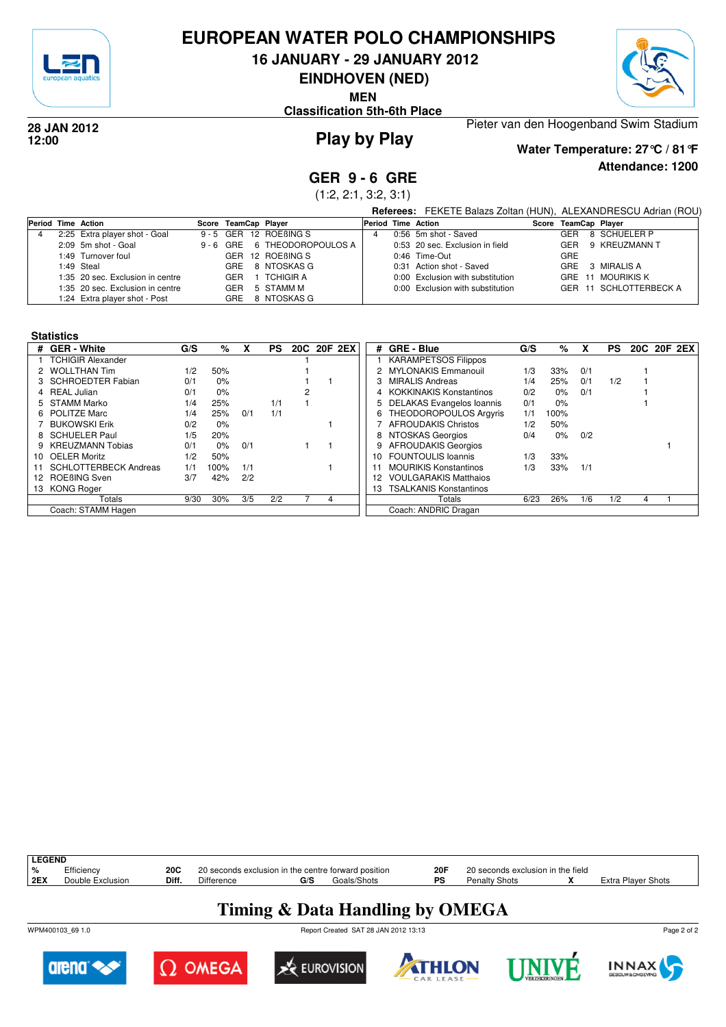# EUROPEAN WATER POLO CHAMPIONSHIPS

**16 JANUARY - 29 JANUARY 2012**

**EINDHOVEN (NED)**

**MEN**

**Classification 5th-6th Place**

**28 JAN 2012**
**12:00**

## Play by Play

Pieter van den Hoogenband Swim Stadium

**Water Temperature: 27℃ / 81℉**

**Attendance: 1200**

### GER 9 - 6 GRE

(1:2, 2:1, 3:2, 3:1)

**Referees:** FEKETE Balazs Zoltan (HUN), ALEXANDRESCU Adrian (ROU)

| Period | Time | Action | Score | TeamCap | Player |
|---|---|---|---|---|---|
| 4 | 2:25 | Extra player shot - Goal | 9 - 5 | GER 12 | ROEßING S |
| | 2:09 | 5m shot - Goal | 9 - 6 | GRE 6 | THEODOROPOULOS A |
| | 1:49 | Turnover foul | | GER 12 | ROEßING S |
| | 1:49 | Steal | | GRE 8 | NTOSKAS G |
| | 1:35 | 20 sec. Exclusion in centre | | GER 1 | TCHIGIR A |
| | 1:35 | 20 sec. Exclusion in centre | | GER 5 | STAMM M |
| | 1:24 | Extra player shot - Post | | GRE 8 | NTOSKAS G |
| 4 | 0:56 | 5m shot - Saved | | GER 8 | SCHUELER P |
| | 0:53 | 20 sec. Exclusion in field | | GER 9 | KREUZMANN T |
| | 0:46 | Time-Out | | GRE | |
| | 0:31 | Action shot - Saved | | GRE 3 | MIRALIS A |
| | 0:00 | Exclusion with substitution | | GRE 11 | MOURIKIS K |
| | 0:00 | Exclusion with substitution | | GER 11 | SCHLOTTERBECK A |

### Statistics

| # | GER - White | G/S | % | X | PS | 20C | 20F | 2EX |
|---|---|---|---|---|---|---|---|---|
| 1 | TCHIGIR Alexander | | | | | 1 | | |
| 2 | WOLLTHAN Tim | 1/2 | 50% | | | 1 | | |
| 3 | SCHROEDTER Fabian | 0/1 | 0% | | | 1 | 1 | |
| 4 | REAL Julian | 0/1 | 0% | | | 2 | | |
| 5 | STAMM Marko | 1/4 | 25% | | 1/1 | 1 | | |
| 6 | POLITZE Marc | 1/4 | 25% | 0/1 | 1/1 | | | |
| 7 | BUKOWSKI Erik | 0/2 | 0% | | | | 1 | |
| 8 | SCHUELER Paul | 1/5 | 20% | | | | | |
| 9 | KREUZMANN Tobias | 0/1 | 0% | 0/1 | | 1 | 1 | |
| 10 | OELER Moritz | 1/2 | 50% | | | | | |
| 11 | SCHLOTTERBECK Andreas | 1/1 | 100% | 1/1 | | | 1 | |
| 12 | ROEßING Sven | 3/7 | 42% | 2/2 | | | | |
| 13 | KONG Roger | | | | | | | |
| | Totals | 9/30 | 30% | 3/5 | 2/2 | 7 | 4 | |
| | Coach: STAMM Hagen | | | | | | | |

| # | GRE - Blue | G/S | % | X | PS | 20C | 20F | 2EX |
|---|---|---|---|---|---|---|---|---|
| 1 | KARAMPETSOS Filippos | | | | | | | |
| 2 | MYLONAKIS Emmanouil | 1/3 | 33% | 0/1 | | 1 | | |
| 3 | MIRALIS Andreas | 1/4 | 25% | 0/1 | 1/2 | 1 | | |
| 4 | KOKKINAKIS Konstantinos | 0/2 | 0% | 0/1 | | 1 | | |
| 5 | DELAKAS Evangelos Ioannis | 0/1 | 0% | | | 1 | | |
| 6 | THEODOROPOULOS Argyris | 1/1 | 100% | | | | | |
| 7 | AFROUDAKIS Christos | 1/2 | 50% | | | | | |
| 8 | NTOSKAS Georgios | 0/4 | 0% | 0/2 | | | | |
| 9 | AFROUDAKIS Georgios | | | | | | 1 | |
| 10 | FOUNTOULIS Ioannis | 1/3 | 33% | | | | | |
| 11 | MOURIKIS Konstantinos | 1/3 | 33% | 1/1 | | | | |
| 12 | VOULGARAKIS Matthaios | | | | | | | |
| 13 | TSALKANIS Konstantinos | | | | | | | |
| | Totals | 6/23 | 26% | 1/6 | 1/2 | 4 | 1 | |
| | Coach: ANDRIC Dragan | | | | | | | |

**LEGEND**

| | | | | | | | |
|---|---|---|---|---|---|---|---|
| % | Efficiency | 20C | 20 seconds exclusion in the centre forward position | | 20F | 20 seconds exclusion in the field | |
| 2EX | Double Exclusion | Diff. | Difference | G/S Goals/Shots | PS | Penalty Shots | X Extra Player Shots |

## Timing & Data Handling by OMEGA

WPM400103_69 1.0 Report Created SAT 28 JAN 2012 13:13